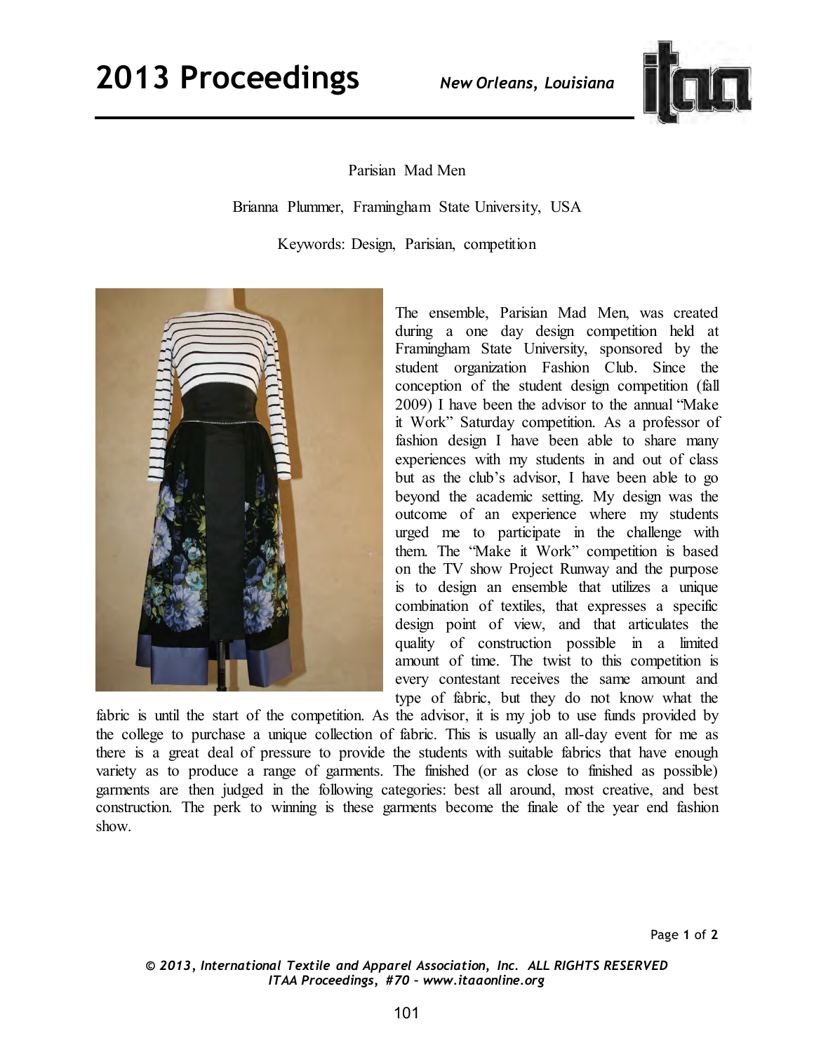Parisian Mad Men

Brianna Plummer, Framingham State University, USA

Keywords: Design, Parisian, competition

The ensemble, Parisian Mad Men, was created during a one day design competition held at Framingham State University, sponsored by the student organization Fashion Club. Since the conception of the student design competition (fall 2009) I have been the advisor to the annual "Make it Work" Saturday competition. As a professor of fashion design I have been able to share many experiences with my students in and out of class but as the club's advisor, I have been able to go beyond the academic setting. My design was the outcome of an experience where my students urged me to participate in the challenge with them. The "Make it Work" competition is based on the TV show Project Runway and the purpose is to design an ensemble that utilizes a unique combination of textiles, that expresses a specific design point of view, and that articulates the quality of construction possible in a limited amount of time. The twist to this competition is every contestant receives the same amount and type of fabric, but they do not know what the fabric is until the start of the competition. As the advisor, it is my job to use funds provided by the college to purchase a unique collection of fabric. This is usually an all-day event for me as there is a great deal of pressure to provide the students with suitable fabrics that have enough variety as to produce a range of garments. The finished (or as close to finished as possible) garments are then judged in the following categories: best all around, most creative, and best construction. The perk to winning is these garments become the finale of the year end fashion show.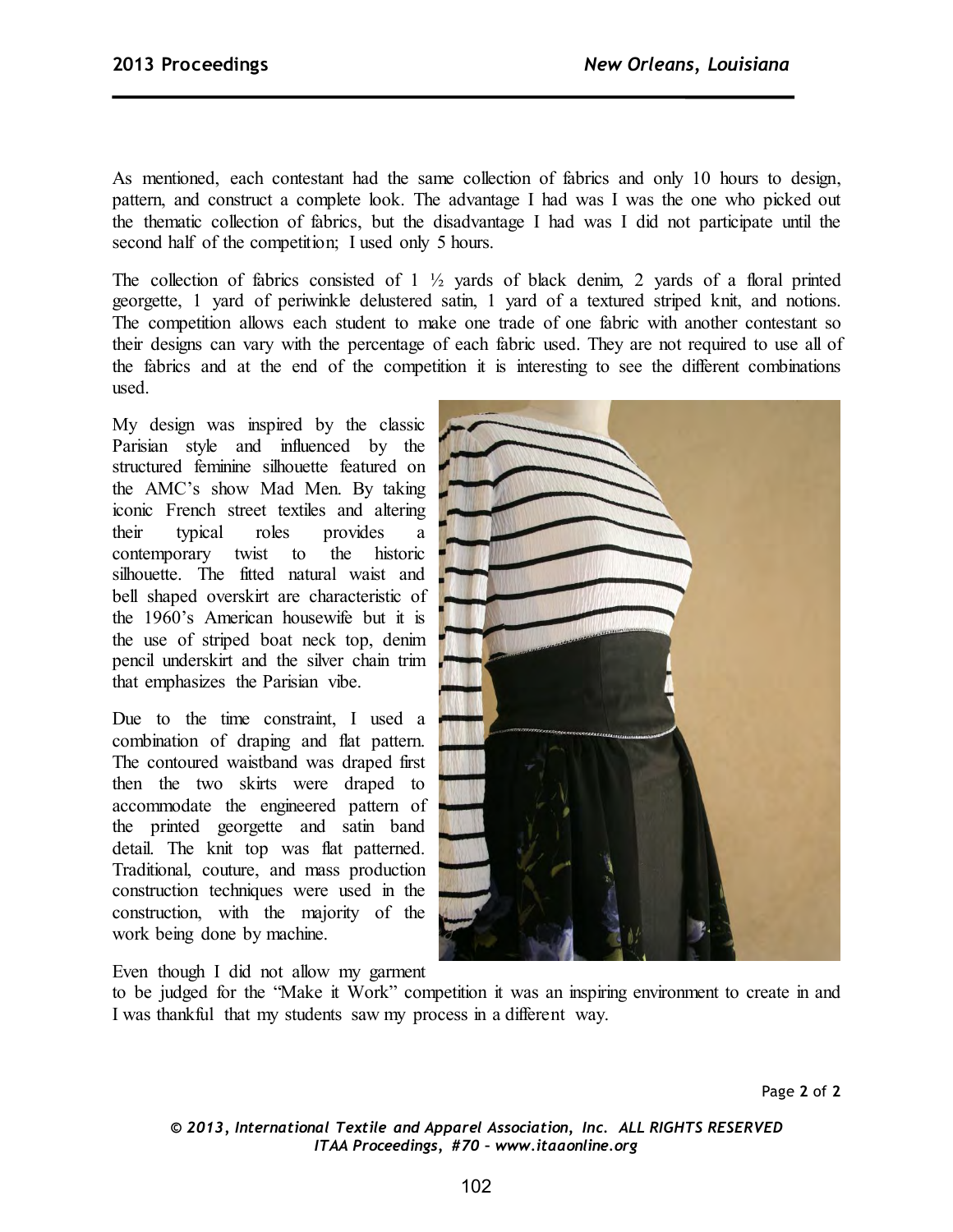As mentioned, each contestant had the same collection of fabrics and only 10 hours to design, pattern, and construct a complete look. The advantage I had was I was the one who picked out the thematic collection of fabrics, but the disadvantage I had was I did not participate until the second half of the competition; I used only 5 hours.

The collection of fabrics consisted of 1 ½ yards of black denim, 2 yards of a floral printed georgette, 1 yard of periwinkle delustered satin, 1 yard of a textured striped knit, and notions. The competition allows each student to make one trade of one fabric with another contestant so their designs can vary with the percentage of each fabric used. They are not required to use all of the fabrics and at the end of the competition it is interesting to see the different combinations used.

My design was inspired by the classic Parisian style and influenced by the structured feminine silhouette featured on the AMC's show Mad Men. By taking iconic French street textiles and altering their typical roles provides a contemporary twist to the historic silhouette. The fitted natural waist and bell shaped overskirt are characteristic of the 1960's American housewife but it is the use of striped boat neck top, denim pencil underskirt and the silver chain trim that emphasizes the Parisian vibe.

Due to the time constraint, I used a combination of draping and flat pattern. The contoured waistband was draped first then the two skirts were draped to accommodate the engineered pattern of the printed georgette and satin band detail. The knit top was flat patterned. Traditional, couture, and mass production construction techniques were used in the construction, with the majority of the work being done by machine.

Even though I did not allow my garment to be judged for the "Make it Work" competition it was an inspiring environment to create in and I was thankful that my students saw my process in a different way.